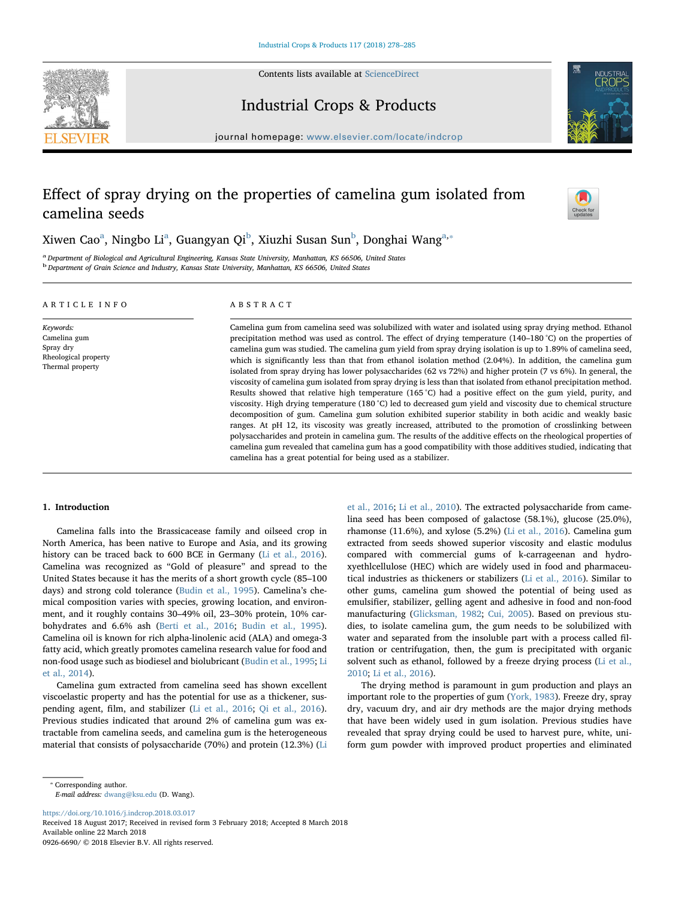# Effect of spray drying on the properties of camelina gum isolated from camelina seeds

Xiwen Cao[a], Ningbo Li[a], Guangyan Qi[b], Xiuzhi Susan Sun[b], Donghai Wang[a,*]

[a] Department of Biological and Agricultural Engineering, Kansas State University, Manhattan, KS 66506, United States
[b] Department of Grain Science and Industry, Kansas State University, Manhattan, KS 66506, United States

## ARTICLE INFO

*Keywords:*
Camelina gum
Spray dry
Rheological property
Thermal property

## ABSTRACT

Camelina gum from camelina seed was solubilized with water and isolated using spray drying method. Ethanol precipitation method was used as control. The effect of drying temperature (140–180 °C) on the properties of camelina gum was studied. The camelina gum yield from spray drying isolation is up to 1.89% of camelina seed, which is significantly less than that from ethanol isolation method (2.04%). In addition, the camelina gum isolated from spray drying has lower polysaccharides (62 vs 72%) and higher protein (7 vs 6%). In general, the viscosity of camelina gum isolated from spray drying is less than that isolated from ethanol precipitation method. Results showed that relative high temperature (165 °C) had a positive effect on the gum yield, purity, and viscosity. High drying temperature (180 °C) led to decreased gum yield and viscosity due to chemical structure decomposition of gum. Camelina gum solution exhibited superior stability in both acidic and weakly basic ranges. At pH 12, its viscosity was greatly increased, attributed to the promotion of crosslinking between polysaccharides and protein in camelina gum. The results of the additive effects on the rheological properties of camelina gum revealed that camelina gum has a good compatibility with those additives studied, indicating that camelina has a great potential for being used as a stabilizer.

## 1. Introduction

Camelina falls into the Brassicaceae family and oilseed crop in North America, has been native to Europe and Asia, and its growing history can be traced back to 600 BCE in Germany (Li et al., 2016). Camelina was recognized as "Gold of pleasure" and spread to the United States because it has the merits of a short growth cycle (85–100 days) and strong cold tolerance (Budin et al., 1995). Camelina's chemical composition varies with species, growing location, and environment, and it roughly contains 30–49% oil, 23–30% protein, 10% carbohydrates and 6.6% ash (Berti et al., 2016; Budin et al., 1995). Camelina oil is known for rich alpha-linolenic acid (ALA) and omega-3 fatty acid, which greatly promotes camelina research value for food and non-food usage such as biodiesel and biolubricant (Budin et al., 1995; Li et al., 2014).

Camelina gum extracted from camelina seed has shown excellent viscoelastic property and has the potential for use as a thickener, suspending agent, film, and stabilizer (Li et al., 2016; Qi et al., 2016). Previous studies indicated that around 2% of camelina gum was extractable from camelina seeds, and camelina gum is the heterogeneous material that consists of polysaccharide (70%) and protein (12.3%) (Li et al., 2016; Li et al., 2010). The extracted polysaccharide from camelina seed has been composed of galactose (58.1%), glucose (25.0%), rhamonse (11.6%), and xylose (5.2%) (Li et al., 2016). Camelina gum extracted from seeds showed superior viscosity and elastic modulus compared with commercial gums of k-carrageenan and hydroxyethlcellulose (HEC) which are widely used in food and pharmaceutical industries as thickeners or stabilizers (Li et al., 2016). Similar to other gums, camelina gum showed the potential of being used as emulsifier, stabilizer, gelling agent and adhesive in food and non-food manufacturing (Glicksman, 1982; Cui, 2005). Based on previous studies, to isolate camelina gum, the gum needs to be solubilized with water and separated from the insoluble part with a process called filtration or centrifugation, then, the gum is precipitated with organic solvent such as ethanol, followed by a freeze drying process (Li et al., 2010; Li et al., 2016).

The drying method is paramount in gum production and plays an important role to the properties of gum (York, 1983). Freeze dry, spray dry, vacuum dry, and air dry methods are the major drying methods that have been widely used in gum isolation. Previous studies have revealed that spray drying could be used to harvest pure, white, uniform gum powder with improved product properties and eliminated

\* Corresponding author.
*E-mail address:* dwang@ksu.edu (D. Wang).

https://doi.org/10.1016/j.indcrop.2018.03.017
Received 18 August 2017; Received in revised form 3 February 2018; Accepted 8 March 2018
Available online 22 March 2018
0926-6690/ © 2018 Elsevier B.V. All rights reserved.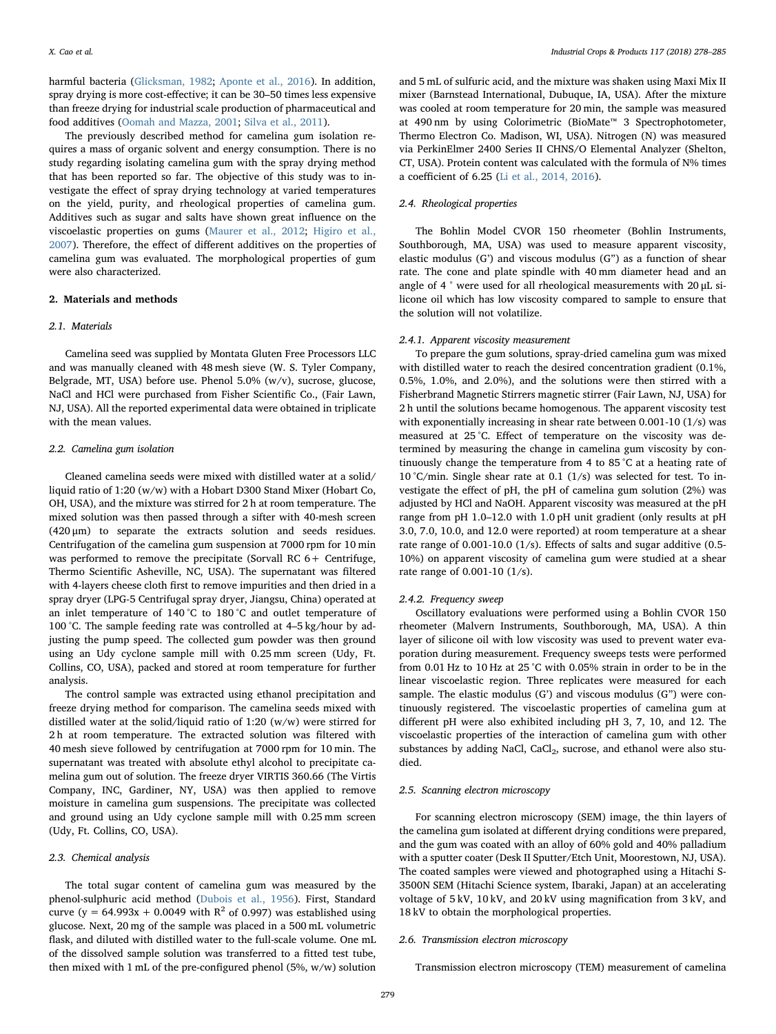harmful bacteria (Glicksman, 1982; Aponte et al., 2016). In addition, spray drying is more cost-effective; it can be 30–50 times less expensive than freeze drying for industrial scale production of pharmaceutical and food additives (Oomah and Mazza, 2001; Silva et al., 2011).

The previously described method for camelina gum isolation requires a mass of organic solvent and energy consumption. There is no study regarding isolating camelina gum with the spray drying method that has been reported so far. The objective of this study was to investigate the effect of spray drying technology at varied temperatures on the yield, purity, and rheological properties of camelina gum. Additives such as sugar and salts have shown great influence on the viscoelastic properties on gums (Maurer et al., 2012; Higiro et al., 2007). Therefore, the effect of different additives on the properties of camelina gum was evaluated. The morphological properties of gum were also characterized.

## 2. Materials and methods

### 2.1. Materials

Camelina seed was supplied by Montata Gluten Free Processors LLC and was manually cleaned with 48 mesh sieve (W. S. Tyler Company, Belgrade, MT, USA) before use. Phenol 5.0% (w/v), sucrose, glucose, NaCl and HCl were purchased from Fisher Scientific Co., (Fair Lawn, NJ, USA). All the reported experimental data were obtained in triplicate with the mean values.

### 2.2. Camelina gum isolation

Cleaned camelina seeds were mixed with distilled water at a solid/liquid ratio of 1:20 (w/w) with a Hobart D300 Stand Mixer (Hobart Co, OH, USA), and the mixture was stirred for 2 h at room temperature. The mixed solution was then passed through a sifter with 40-mesh screen (420 μm) to separate the extracts solution and seeds residues. Centrifugation of the camelina gum suspension at 7000 rpm for 10 min was performed to remove the precipitate (Sorvall RC 6+ Centrifuge, Thermo Scientific Asheville, NC, USA). The supernatant was filtered with 4-layers cheese cloth first to remove impurities and then dried in a spray dryer (LPG-5 Centrifugal spray dryer, Jiangsu, China) operated at an inlet temperature of 140 °C to 180 °C and outlet temperature of 100 °C. The sample feeding rate was controlled at 4–5 kg/hour by adjusting the pump speed. The collected gum powder was then ground using an Udy cyclone sample mill with 0.25 mm screen (Udy, Ft. Collins, CO, USA), packed and stored at room temperature for further analysis.

The control sample was extracted using ethanol precipitation and freeze drying method for comparison. The camelina seeds mixed with distilled water at the solid/liquid ratio of 1:20 (w/w) were stirred for 2 h at room temperature. The extracted solution was filtered with 40 mesh sieve followed by centrifugation at 7000 rpm for 10 min. The supernatant was treated with absolute ethyl alcohol to precipitate camelina gum out of solution. The freeze dryer VIRTIS 360.66 (The Virtis Company, INC, Gardiner, NY, USA) was then applied to remove moisture in camelina gum suspensions. The precipitate was collected and ground using an Udy cyclone sample mill with 0.25 mm screen (Udy, Ft. Collins, CO, USA).

### 2.3. Chemical analysis

The total sugar content of camelina gum was measured by the phenol-sulphuric acid method (Dubois et al., 1956). First, Standard curve ($y = 64.993x + 0.0049$ with $R^2$ of 0.997) was established using glucose. Next, 20 mg of the sample was placed in a 500 mL volumetric flask, and diluted with distilled water to the full-scale volume. One mL of the dissolved sample solution was transferred to a fitted test tube, then mixed with 1 mL of the pre-configured phenol (5%, w/w) solution and 5 mL of sulfuric acid, and the mixture was shaken using Maxi Mix II mixer (Barnstead International, Dubuque, IA, USA). After the mixture was cooled at room temperature for 20 min, the sample was measured at 490 nm by using Colorimetric (BioMate™ 3 Spectrophotometer, Thermo Electron Co. Madison, WI, USA). Nitrogen (N) was measured via PerkinElmer 2400 Series II CHNS/O Elemental Analyzer (Shelton, CT, USA). Protein content was calculated with the formula of N% times a coefficient of 6.25 (Li et al., 2014, 2016).

### 2.4. Rheological properties

The Bohlin Model CVOR 150 rheometer (Bohlin Instruments, Southborough, MA, USA) was used to measure apparent viscosity, elastic modulus (G') and viscous modulus (G") as a function of shear rate. The cone and plate spindle with 40 mm diameter head and an angle of 4 ° were used for all rheological measurements with 20 μL silicone oil which has low viscosity compared to sample to ensure that the solution will not volatilize.

#### 2.4.1. Apparent viscosity measurement

To prepare the gum solutions, spray-dried camelina gum was mixed with distilled water to reach the desired concentration gradient (0.1%, 0.5%, 1.0%, and 2.0%), and the solutions were then stirred with a Fisherbrand Magnetic Stirrers magnetic stirrer (Fair Lawn, NJ, USA) for 2 h until the solutions became homogenous. The apparent viscosity test with exponentially increasing in shear rate between 0.001-10 (1/s) was measured at 25 °C. Effect of temperature on the viscosity was determined by measuring the change in camelina gum viscosity by continuously change the temperature from 4 to 85 °C at a heating rate of 10 °C/min. Single shear rate at 0.1 (1/s) was selected for test. To investigate the effect of pH, the pH of camelina gum solution (2%) was adjusted by HCl and NaOH. Apparent viscosity was measured at the pH range from pH 1.0–12.0 with 1.0 pH unit gradient (only results at pH 3.0, 7.0, 10.0, and 12.0 were reported) at room temperature at a shear rate range of 0.001-10.0 (1/s). Effects of salts and sugar additive (0.5-10%) on apparent viscosity of camelina gum were studied at a shear rate range of 0.001-10 (1/s).

#### 2.4.2. Frequency sweep

Oscillatory evaluations were performed using a Bohlin CVOR 150 rheometer (Malvern Instruments, Southborough, MA, USA). A thin layer of silicone oil with low viscosity was used to prevent water evaporation during measurement. Frequency sweeps tests were performed from 0.01 Hz to 10 Hz at 25 °C with 0.05% strain in order to be in the linear viscoelastic region. Three replicates were measured for each sample. The elastic modulus (G') and viscous modulus (G") were continuously registered. The viscoelastic properties of camelina gum at different pH were also exhibited including pH 3, 7, 10, and 12. The viscoelastic properties of the interaction of camelina gum with other substances by adding NaCl, $CaCl_2$, sucrose, and ethanol were also studied.

### 2.5. Scanning electron microscopy

For scanning electron microscopy (SEM) image, the thin layers of the camelina gum isolated at different drying conditions were prepared, and the gum was coated with an alloy of 60% gold and 40% palladium with a sputter coater (Desk II Sputter/Etch Unit, Moorestown, NJ, USA). The coated samples were viewed and photographed using a Hitachi S-3500N SEM (Hitachi Science system, Ibaraki, Japan) at an accelerating voltage of 5 kV, 10 kV, and 20 kV using magnification from 3 kV, and 18 kV to obtain the morphological properties.

### 2.6. Transmission electron microscopy

Transmission electron microscopy (TEM) measurement of camelina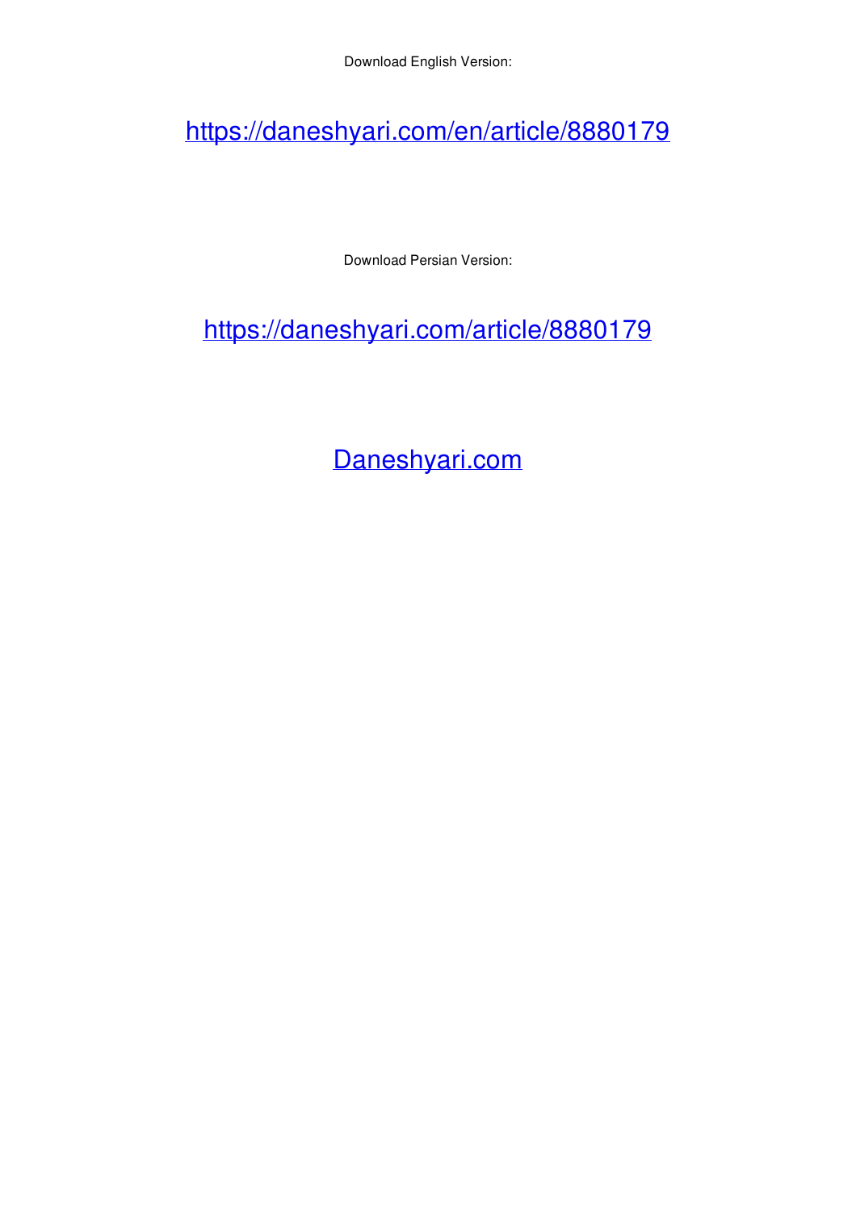Download English Version:

https://daneshyari.com/en/article/8880179

Download Persian Version:

https://daneshyari.com/article/8880179

Daneshyari.com